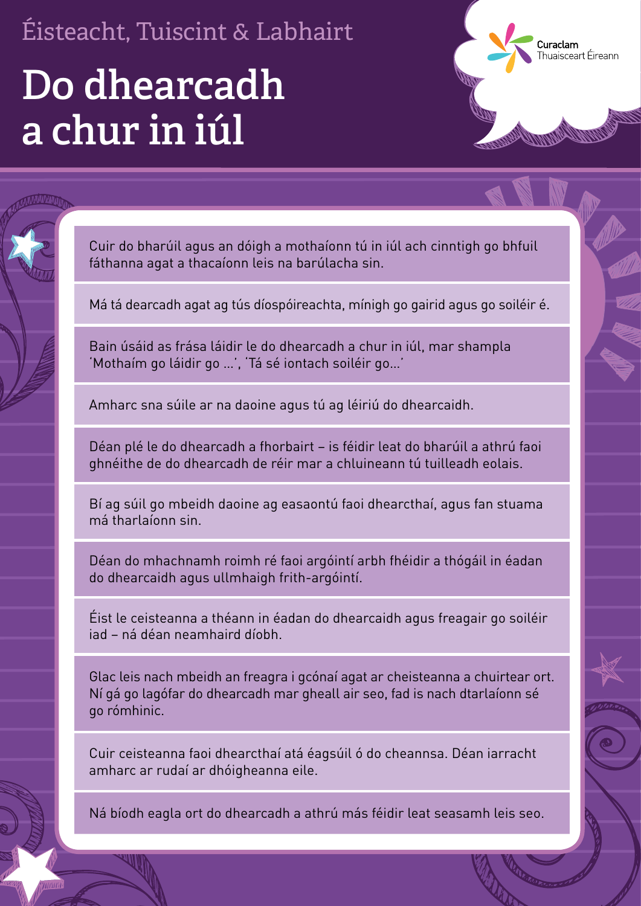Éisteacht, Tuiscint & Labhairt

# Do dhearcadh a chur in iúl

Curaclam Thuaisceart Éireann

- Cuir do bharúil agus an dóigh a mothaíonn tú in iúl ach cinntigh go bhfuil fáthanna agat a thacaíonn leis na barúlacha sin.
- Má tá dearcadh agat ag tús díospóireachta, mínigh go gairid agus go soiléir é.
- Bain úsáid as frása láidir le do dhearcadh a chur in iúl, mar shampla 'Mothaím go láidir go ...', 'Tá sé iontach soiléir go...'
- Amharc sna súile ar na daoine agus tú ag léiriú do dhearcaidh.
- Déan plé le do dhearcadh a fhorbairt – is féidir leat do bharúil a athrú faoi ghnéithe de do dhearcadh de réir mar a chluineann tú tuilleadh eolais.
- Bí ag súil go mbeidh daoine ag easaontú faoi dhearcthaí, agus fan stuama má tharlaíonn sin.
- Déan do mhachnamh roimh ré faoi argóintí arbh fhéidir a thógáil in éadan do dhearcaidh agus ullmhaigh frith-argóintí.
- Éist le ceisteanna a théann in éadan do dhearcaidh agus freagair go soiléir iad – ná déan neamhaird díobh.
- Glac leis nach mbeidh an freagra i gcónaí agat ar cheisteanna a chuirtear ort. Ní gá go lagófar do dhearcadh mar gheall air seo, fad is nach dtarlaíonn sé go rómhinic.
- Cuir ceisteanna faoi dhearcthaí atá éagsúil ó do cheannsa. Déan iarracht amharc ar rudaí ar dhóigheanna eile.
- Ná bíodh eagla ort do dhearcadh a athrú más féidir leat seasamh leis seo.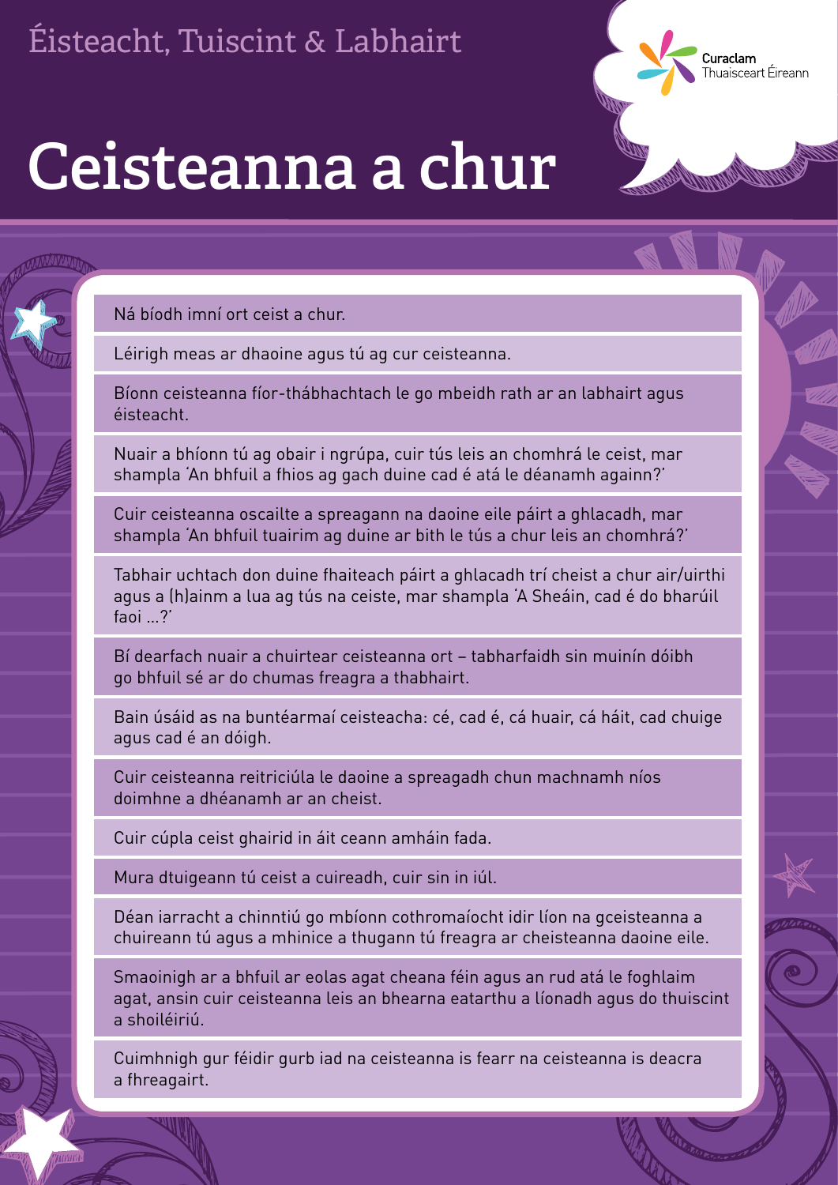Éisteacht, Tuiscint & Labhairt

# Ceisteanna a chur

Curaclam Thuaisceart Éireann

- Ná bíodh imní ort ceist a chur.
- Léirigh meas ar dhaoine agus tú ag cur ceisteanna.
- Bíonn ceisteanna fíor-thábhachtach le go mbeidh rath ar an labhairt agus éisteacht.
- Nuair a bhíonn tú ag obair i ngrúpa, cuir tús leis an chomhrá le ceist, mar shampla 'An bhfuil a fhios ag gach duine cad é atá le déanamh againn?'
- Cuir ceisteanna oscailte a spreagann na daoine eile páirt a ghlacadh, mar shampla 'An bhfuil tuairim ag duine ar bith le tús a chur leis an chomhrá?'
- Tabhair uchtach don duine fhaiteach páirt a ghlacadh trí cheist a chur air/uirthi agus a (h)ainm a lua ag tús na ceiste, mar shampla 'A Sheáin, cad é do bharúil faoi ...?'
- Bí dearfach nuair a chuirtear ceisteanna ort – tabharfaidh sin muinín dóibh go bhfuil sé ar do chumas freagra a thabhairt.
- Bain úsáid as na buntéarmaí ceisteacha: cé, cad é, cá huair, cá háit, cad chuige agus cad é an dóigh.
- Cuir ceisteanna reitriciúla le daoine a spreagadh chun machnamh níos doimhne a dhéanamh ar an cheist.
- Cuir cúpla ceist ghairid in áit ceann amháin fada.
- Mura dtuigeann tú ceist a cuireadh, cuir sin in iúl.
- Déan iarracht a chinntiú go mbíonn cothromaíocht idir líon na gceisteanna a chuireann tú agus a mhinice a thugann tú freagra ar cheisteanna daoine eile.
- Smaoinigh ar a bhfuil ar eolas agat cheana féin agus an rud atá le foghlaim agat, ansin cuir ceisteanna leis an bhearna eatarthu a líonadh agus do thuiscint a shoiléiriú.
- Cuimhnigh gur féidir gurb iad na ceisteanna is fearr na ceisteanna is deacra a fhreagairt.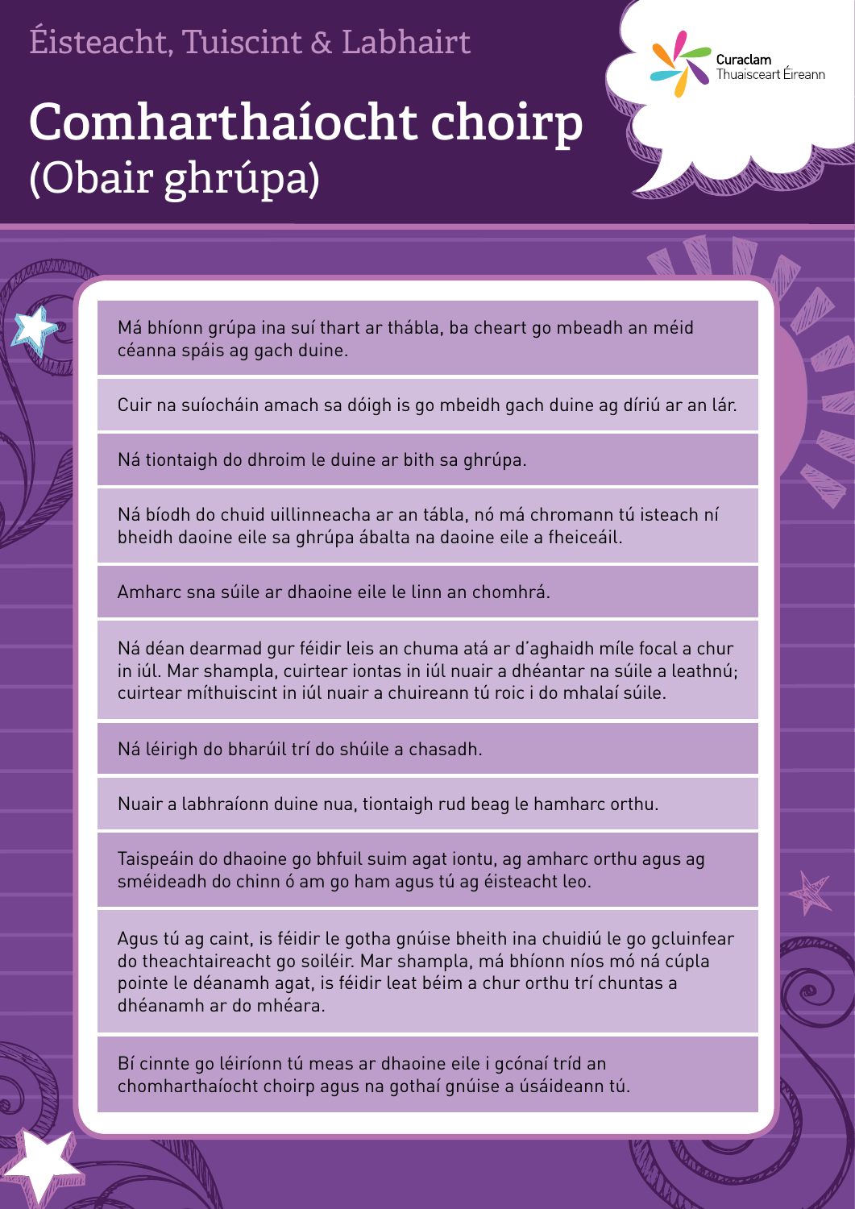Éisteacht, Tuiscint & Labhairt

# Comharthaíocht choirp (Obair ghrúpa)

Curaclam Thuaisceart Éireann

- Má bhíonn grúpa ina suí thart ar thábla, ba cheart go mbeadh an méid céanna spáis ag gach duine.
- Cuir na suíocháin amach sa dóigh is go mbeidh gach duine ag díriú ar an lár.
- Ná tiontaigh do dhroim le duine ar bith sa ghrúpa.
- Ná bíodh do chuid uillinneacha ar an tábla, nó má chromann tú isteach ní bheidh daoine eile sa ghrúpa ábalta na daoine eile a fheiceáil.
- Amharc sna súile ar dhaoine eile le linn an chomhrá.
- Ná déan dearmad gur féidir leis an chuma atá ar d'aghaidh míle focal a chur in iúl. Mar shampla, cuirtear iontas in iúl nuair a dhéantar na súile a leathnú; cuirtear míthuiscint in iúl nuair a chuireann tú roic i do mhalaí súile.
- Ná léirigh do bharúil trí do shúile a chasadh.
- Nuair a labhraíonn duine nua, tiontaigh rud beag le hamharc orthu.
- Taispeáin do dhaoine go bhfuil suim agat iontu, ag amharc orthu agus ag sméideadh do chinn ó am go ham agus tú ag éisteacht leo.
- Agus tú ag caint, is féidir le gotha gnúise bheith ina chuidiú le go gcluinfear do theachtaireacht go soiléir. Mar shampla, má bhíonn níos mó ná cúpla pointe le déanamh agat, is féidir leat béim a chur orthu trí chuntas a dhéanamh ar do mhéara.
- Bí cinnte go léiríonn tú meas ar dhaoine eile i gcónaí tríd an chomharthaíocht choirp agus na gothaí gnúise a úsáideann tú.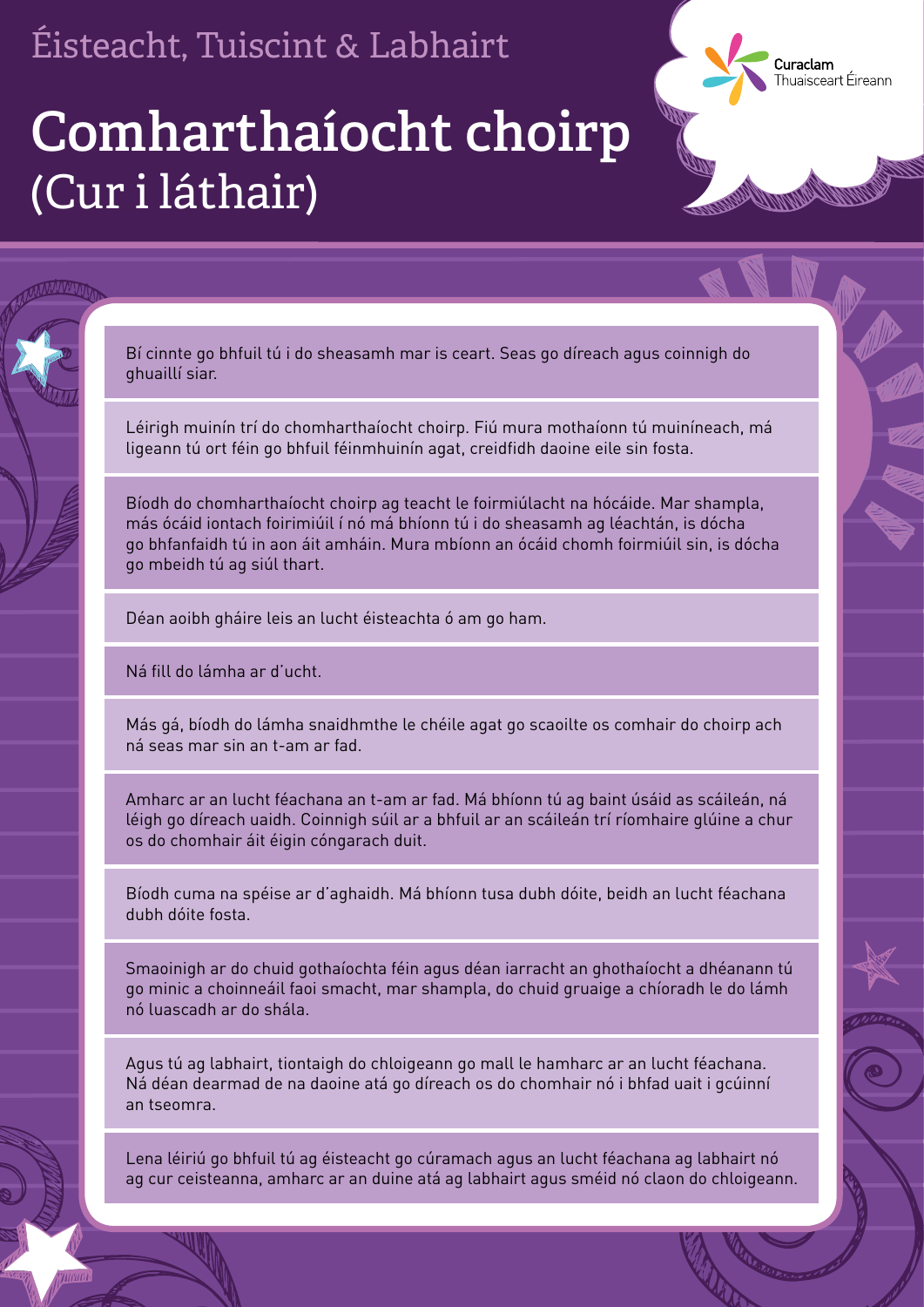Éisteacht, Tuiscint & Labhairt

# Comharthaíocht choirp (Cur i láthair)

Curaclam Thuaisceart Éireann

Bí cinnte go bhfuil tú i do sheasamh mar is ceart. Seas go díreach agus coinnigh do ghuaillí siar.

Léirigh muinín trí do chomharthaíocht choirp. Fiú mura mothaíonn tú muiníneach, má ligeann tú ort féin go bhfuil féinmhuinín agat, creidfidh daoine eile sin fosta.

Bíodh do chomharthaíocht choirp ag teacht le foirmiúlacht na hócáide. Mar shampla, más ócáid iontach foirimiúil í nó má bhíonn tú i do sheasamh ag léachtán, is dócha go bhfanfaidh tú in aon áit amháin. Mura mbíonn an ócáid chomh foirmiúil sin, is dócha go mbeidh tú ag siúl thart.

Déan aoibh gháire leis an lucht éisteachta ó am go ham.

Ná fill do lámha ar d'ucht.

Más gá, bíodh do lámha snaidhmthe le chéile agat go scaoilte os comhair do choirp ach ná seas mar sin an t-am ar fad.

Amharc ar an lucht féachana an t-am ar fad. Má bhíonn tú ag baint úsáid as scáileán, ná léigh go díreach uaidh. Coinnigh súil ar a bhfuil ar an scáileán trí ríomhaire glúine a chur os do chomhair áit éigin cóngarach duit.

Bíodh cuma na spéise ar d'aghaidh. Má bhíonn tusa dubh dóite, beidh an lucht féachana dubh dóite fosta.

Smaoinigh ar do chuid gothaíochta féin agus déan iarracht an ghothaíocht a dhéanann tú go minic a choinneáil faoi smacht, mar shampla, do chuid gruaige a chíoradh le do lámh nó luascadh ar do shála.

Agus tú ag labhairt, tiontaigh do chloigeann go mall le hamharc ar an lucht féachana. Ná déan dearmad de na daoine atá go díreach os do chomhair nó i bhfad uait i gcúinní an tseomra.

Lena léiriú go bhfuil tú ag éisteacht go cúramach agus an lucht féachana ag labhairt nó ag cur ceisteanna, amharc ar an duine atá ag labhairt agus sméid nó claon do chloigeann.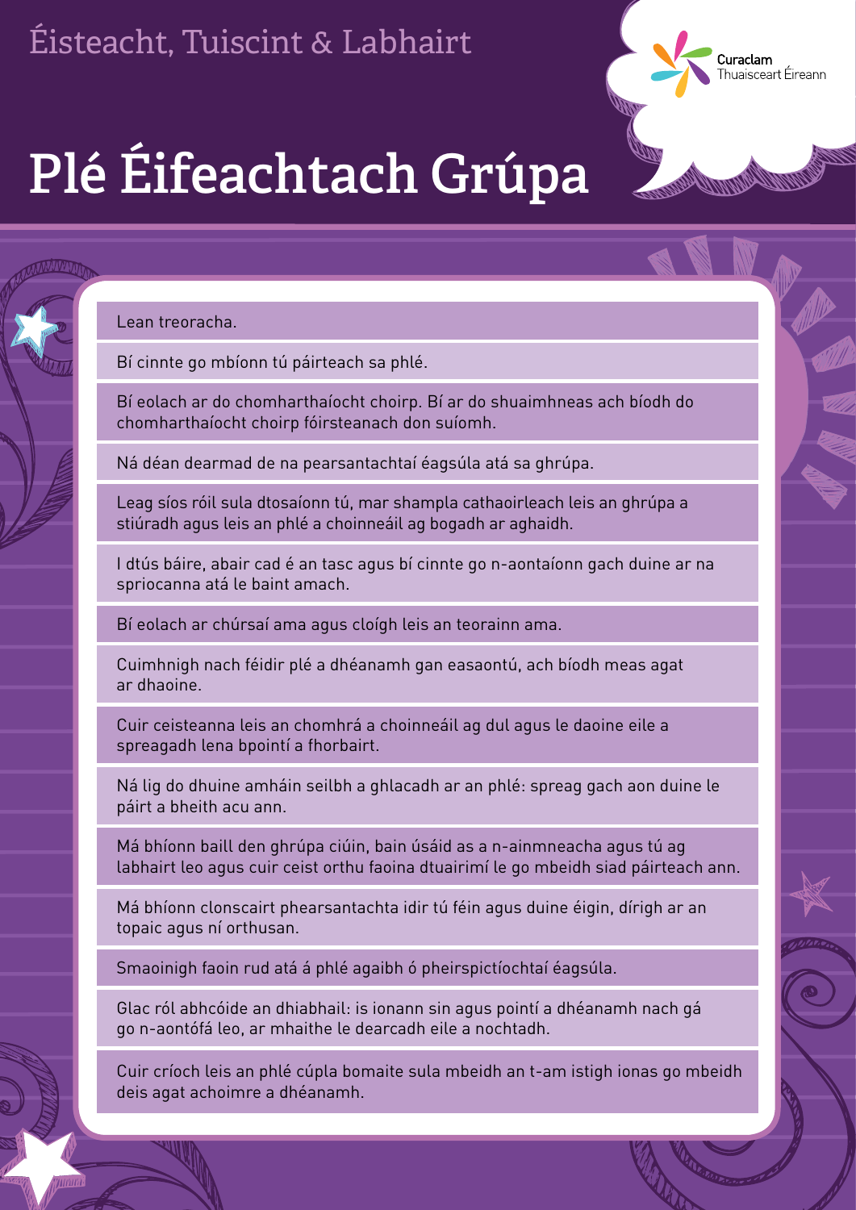Éisteacht, Tuiscint & Labhairt

# Plé Éifeachtach Grúpa

- Lean treoracha.
- Bí cinnte go mbíonn tú páirteach sa phlé.
- Bí eolach ar do chomharthaíocht choirp. Bí ar do shuaimhneas ach bíodh do chomharthaíocht choirp fóirsteanach don suíomh.
- Ná déan dearmad de na pearsantachtaí éagsúla atá sa ghrúpa.
- Leag síos róil sula dtosaíonn tú, mar shampla cathaoirleach leis an ghrúpa a stiúradh agus leis an phlé a choinneáil ag bogadh ar aghaidh.
- I dtús báire, abair cad é an tasc agus bí cinnte go n-aontaíonn gach duine ar na spriocanna atá le baint amach.
- Bí eolach ar chúrsaí ama agus cloígh leis an teorainn ama.
- Cuimhnigh nach féidir plé a dhéanamh gan easaontú, ach bíodh meas agat ar dhaoine.
- Cuir ceisteanna leis an chomhrá a choinneáil ag dul agus le daoine eile a spreagadh lena bpointí a fhorbairt.
- Ná lig do dhuine amháin seilbh a ghlacadh ar an phlé: spreag gach aon duine le páirt a bheith acu ann.
- Má bhíonn baill den ghrúpa ciúin, bain úsáid as a n-ainmneacha agus tú ag labhairt leo agus cuir ceist orthu faoina dtuairimí le go mbeidh siad páirteach ann.
- Má bhíonn clonscairt phearsantachta idir tú féin agus duine éigin, dírigh ar an topaic agus ní orthusan.
- Smaoinigh faoin rud atá á phlé agaibh ó pheirspictíochtaí éagsúla.
- Glac ról abhcóide an dhiabhail: is ionann sin agus pointí a dhéanamh nach gá go n-aontófá leo, ar mhaithe le dearcadh eile a nochtadh.
- Cuir críoch leis an phlé cúpla bomaite sula mbeidh an t-am istigh ionas go mbeidh deis agat achoimre a dhéanamh.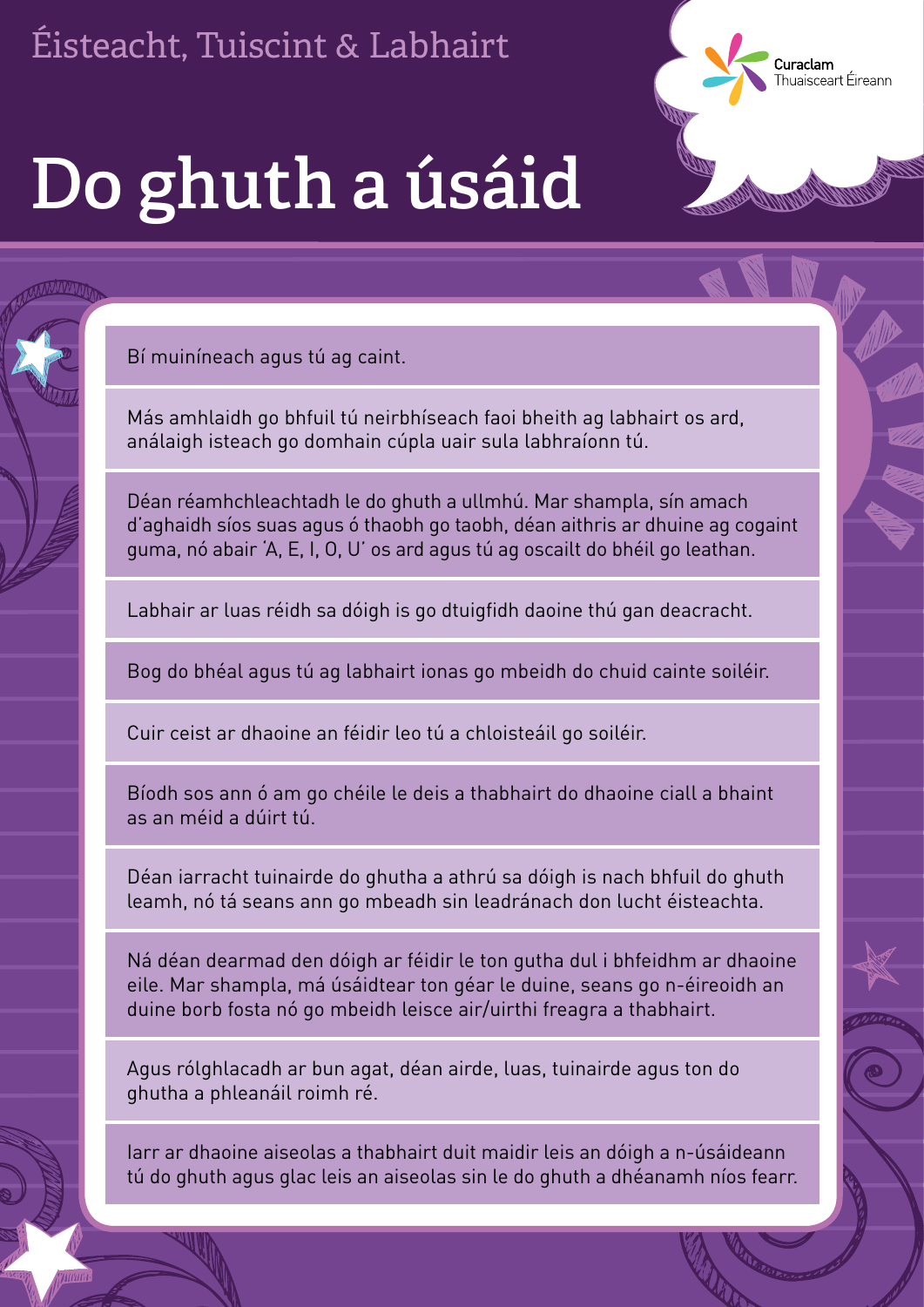Éisteacht, Tuiscint & Labhairt

# Do ghuth a úsáid

Curaclam Thuaisceart Éireann

Bí muiníneach agus tú ag caint.

Más amhlaidh go bhfuil tú neirbhíseach faoi bheith ag labhairt os ard, análaigh isteach go domhain cúpla uair sula labhraíonn tú.

Déan réamhchleachtadh le do ghuth a ullmhú. Mar shampla, sín amach d'aghaidh síos suas agus ó thaobh go taobh, déan aithris ar dhuine ag cogaint guma, nó abair 'A, E, I, O, U' os ard agus tú ag oscailt do bhéil go leathan.

Labhair ar luas réidh sa dóigh is go dtuigfidh daoine thú gan deacracht.

Bog do bhéal agus tú ag labhairt ionas go mbeidh do chuid cainte soiléir.

Cuir ceist ar dhaoine an féidir leo tú a chloisteáil go soiléir.

Bíodh sos ann ó am go chéile le deis a thabhairt do dhaoine ciall a bhaint as an méid a dúirt tú.

Déan iarracht tuinairde do ghutha a athrú sa dóigh is nach bhfuil do ghuth leamh, nó tá seans ann go mbeadh sin leadránach don lucht éisteachta.

Ná déan dearmad den dóigh ar féidir le ton gutha dul i bhfeidhm ar dhaoine eile. Mar shampla, má úsáidtear ton géar le duine, seans go n-éireoidh an duine borb fosta nó go mbeidh leisce air/uirthi freagra a thabhairt.

Agus rólghlacadh ar bun agat, déan airde, luas, tuinairde agus ton do ghutha a phleanáil roimh ré.

Iarr ar dhaoine aiseolas a thabhairt duit maidir leis an dóigh a n-úsáideann tú do ghuth agus glac leis an aiseolas sin le do ghuth a dhéanamh níos fearr.